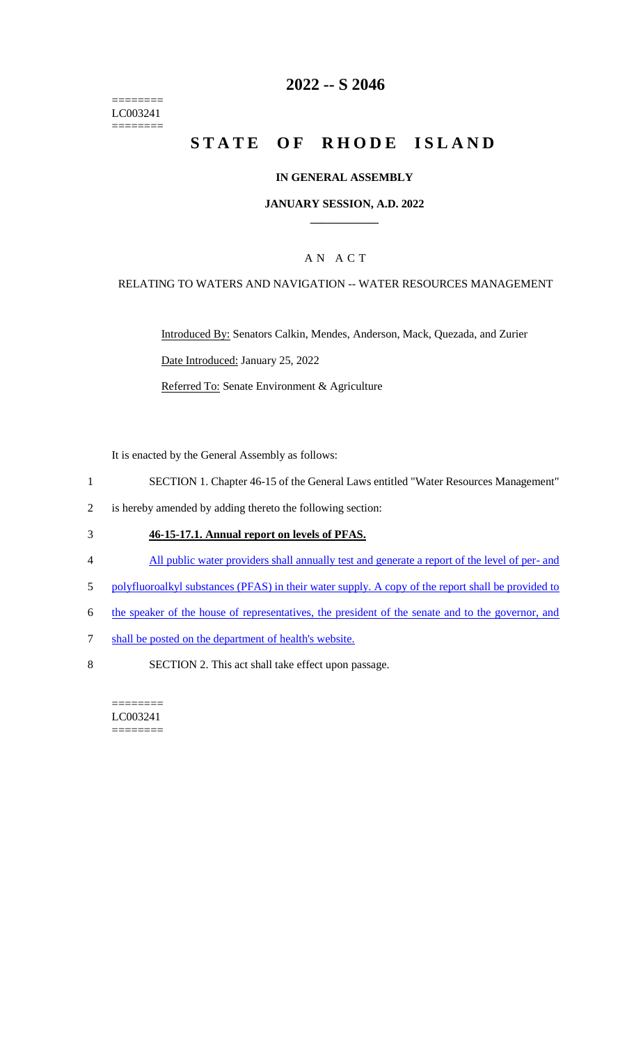========
LC003241
========

# 2022 -- S 2046

# STATE OF RHODE ISLAND

## IN GENERAL ASSEMBLY

### JANUARY SESSION, A.D. 2022

---

AN ACT

RELATING TO WATERS AND NAVIGATION -- WATER RESOURCES MANAGEMENT

Introduced By: Senators Calkin, Mendes, Anderson, Mack, Quezada, and Zurier

Date Introduced: January 25, 2022

Referred To: Senate Environment & Agriculture

It is enacted by the General Assembly as follows:

1 SECTION 1. Chapter 46-15 of the General Laws entitled "Water Resources Management"

2 is hereby amended by adding thereto the following section:

3 **46-15-17.1. Annual report on levels of PFAS.**

4 All public water providers shall annually test and generate a report of the level of per- and

5 polyfluoroalkyl substances (PFAS) in their water supply. A copy of the report shall be provided to

6 the speaker of the house of representatives, the president of the senate and to the governor, and

7 shall be posted on the department of health's website.

8 SECTION 2. This act shall take effect upon passage.

========
LC003241
========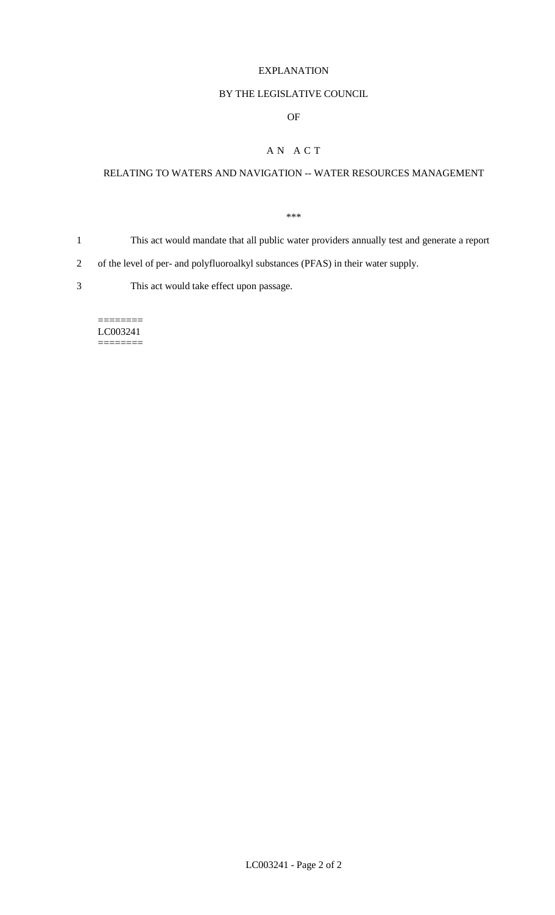EXPLANATION

BY THE LEGISLATIVE COUNCIL

OF

A N A C T

RELATING TO WATERS AND NAVIGATION -- WATER RESOURCES MANAGEMENT

***

This act would mandate that all public water providers annually test and generate a report of the level of per- and polyfluoroalkyl substances (PFAS) in their water supply.

This act would take effect upon passage.

========
LC003241
========